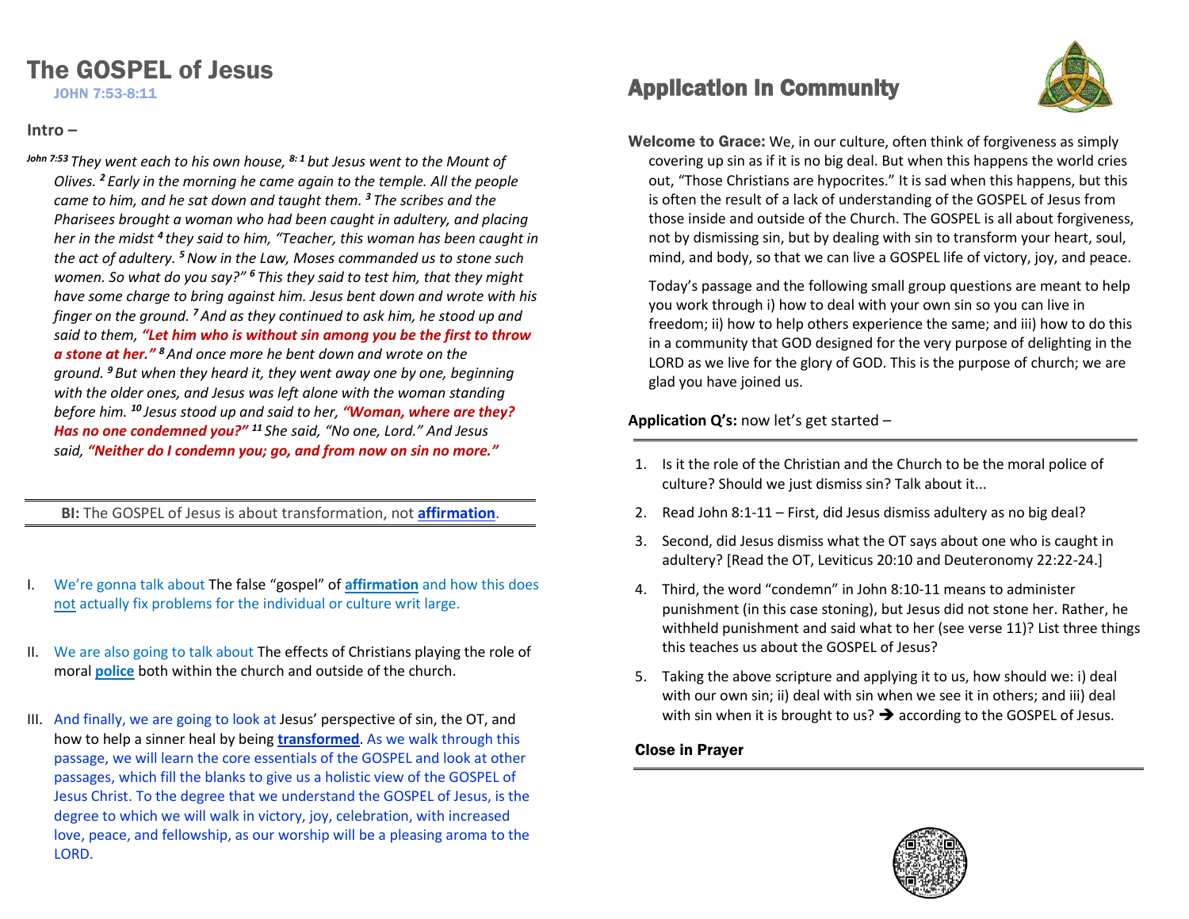# The GOSPEL of Jesus

JOHN 7:53-8:11

## Intro –

*John 7:53 They went each to his own house, 8:1 but Jesus went to the Mount of Olives. 2 Early in the morning he came again to the temple. All the people came to him, and he sat down and taught them. 3 The scribes and the Pharisees brought a woman who had been caught in adultery, and placing her in the midst 4 they said to him, "Teacher, this woman has been caught in the act of adultery. 5 Now in the Law, Moses commanded us to stone such women. So what do you say?" 6 This they said to test him, that they might have some charge to bring against him. Jesus bent down and wrote with his finger on the ground. 7 And as they continued to ask him, he stood up and said to them,* ***"Let him who is without sin among you be the first to throw a stone at her."*** *8 And once more he bent down and wrote on the ground. 9 But when they heard it, they went away one by one, beginning with the older ones, and Jesus was left alone with the woman standing before him. 10 Jesus stood up and said to her,* ***"Woman, where are they? Has no one condemned you?"*** *11 She said, "No one, Lord." And Jesus said,* ***"Neither do I condemn you; go, and from now on sin no more."***

---

**BI:** The GOSPEL of Jesus is about transformation, not **affirmation**.

---

I. We're gonna talk about The false "gospel" of **affirmation** and how this does not actually fix problems for the individual or culture writ large.

II. We are also going to talk about The effects of Christians playing the role of moral **police** both within the church and outside of the church.

III. And finally, we are going to look at Jesus' perspective of sin, the OT, and how to help a sinner heal by being **transformed**. As we walk through this passage, we will learn the core essentials of the GOSPEL and look at other passages, which fill the blanks to give us a holistic view of the GOSPEL of Jesus Christ. To the degree that we understand the GOSPEL of Jesus, is the degree to which we will walk in victory, joy, celebration, with increased love, peace, and fellowship, as our worship will be a pleasing aroma to the LORD.

# Application In Community

**Welcome to Grace:** We, in our culture, often think of forgiveness as simply covering up sin as if it is no big deal. But when this happens the world cries out, "Those Christians are hypocrites." It is sad when this happens, but this is often the result of a lack of understanding of the GOSPEL of Jesus from those inside and outside of the Church. The GOSPEL is all about forgiveness, not by dismissing sin, but by dealing with sin to transform your heart, soul, mind, and body, so that we can live a GOSPEL life of victory, joy, and peace.

Today's passage and the following small group questions are meant to help you work through i) how to deal with your own sin so you can live in freedom; ii) how to help others experience the same; and iii) how to do this in a community that GOD designed for the very purpose of delighting in the LORD as we live for the glory of GOD. This is the purpose of church; we are glad you have joined us.

**Application Q's:** now let's get started –

---

1. Is it the role of the Christian and the Church to be the moral police of culture? Should we just dismiss sin? Talk about it...
2. Read John 8:1-11 – First, did Jesus dismiss adultery as no big deal?
3. Second, did Jesus dismiss what the OT says about one who is caught in adultery? [Read the OT, Leviticus 20:10 and Deuteronomy 22:22-24.]
4. Third, the word "condemn" in John 8:10-11 means to administer punishment (in this case stoning), but Jesus did not stone her. Rather, he withheld punishment and said what to her (see verse 11)? List three things this teaches us about the GOSPEL of Jesus?
5. Taking the above scripture and applying it to us, how should we: i) deal with our own sin; ii) deal with sin when we see it in others; and iii) deal with sin when it is brought to us? ➔ according to the GOSPEL of Jesus.

**Close in Prayer**

---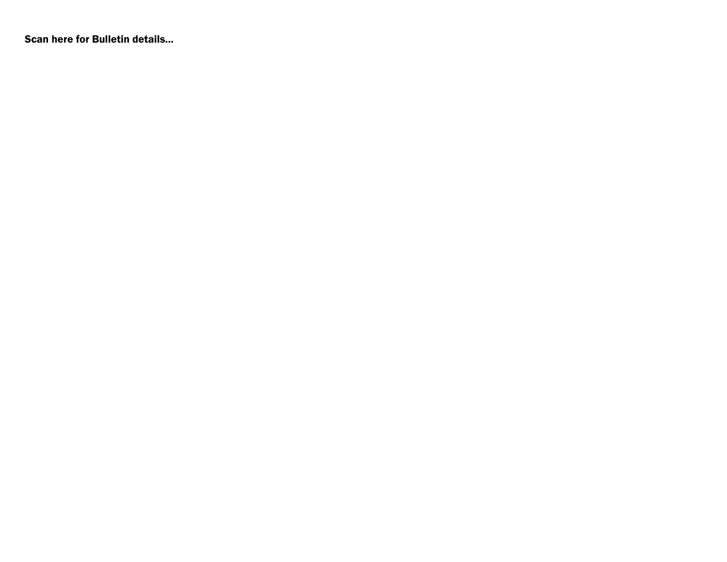**Scan here for Bulletin details...**